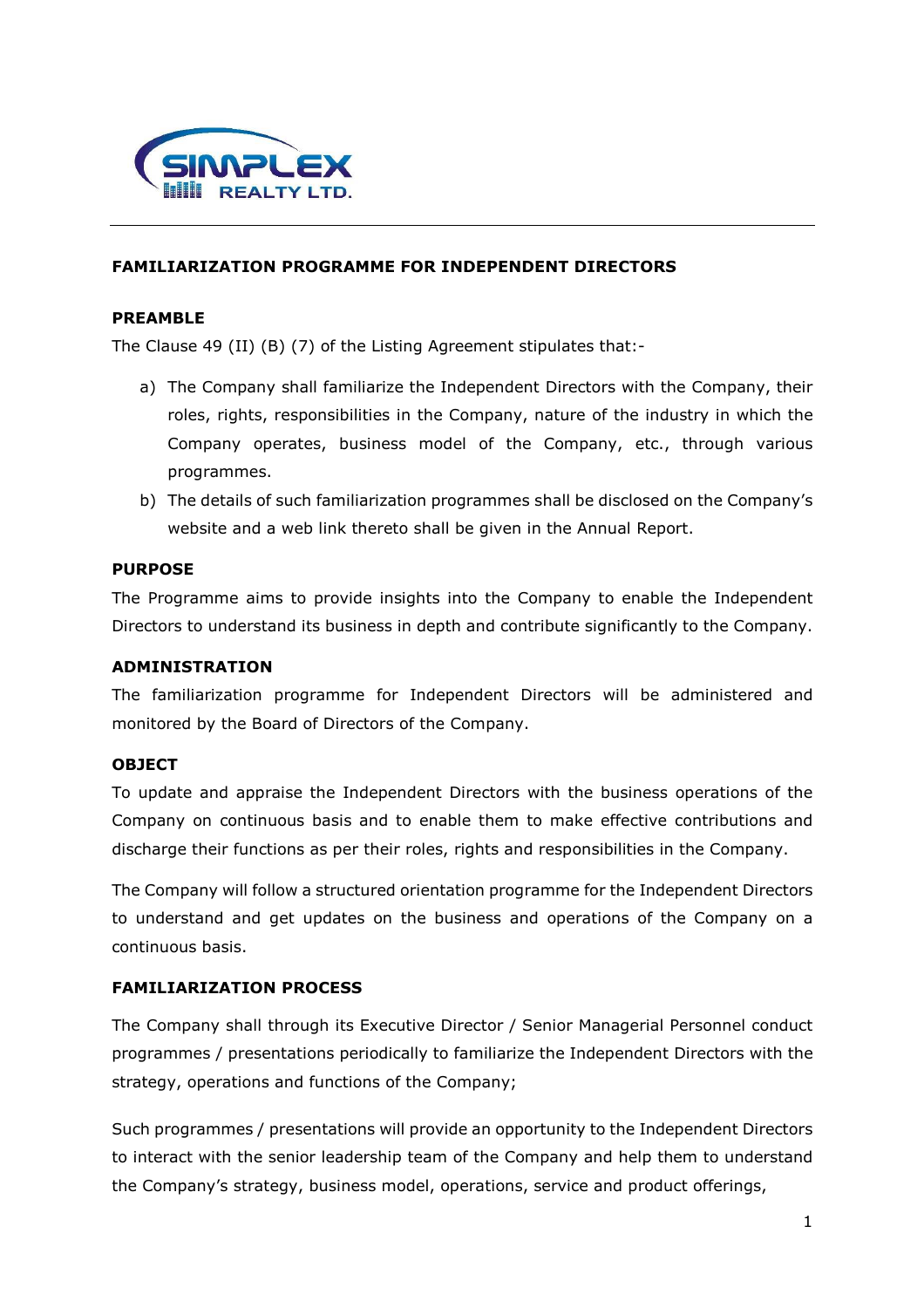# FAMILIARIZATION PROGRAMME FOR INDEPENDENT DIRECTORS

## PREAMBLE

The Clause 49 (II) (B) (7) of the Listing Agreement stipulates that:-

a) The Company shall familiarize the Independent Directors with the Company, their roles, rights, responsibilities in the Company, nature of the industry in which the Company operates, business model of the Company, etc., through various programmes.

b) The details of such familiarization programmes shall be disclosed on the Company's website and a web link thereto shall be given in the Annual Report.

## PURPOSE

The Programme aims to provide insights into the Company to enable the Independent Directors to understand its business in depth and contribute significantly to the Company.

## ADMINISTRATION

The familiarization programme for Independent Directors will be administered and monitored by the Board of Directors of the Company.

## OBJECT

To update and appraise the Independent Directors with the business operations of the Company on continuous basis and to enable them to make effective contributions and discharge their functions as per their roles, rights and responsibilities in the Company.

The Company will follow a structured orientation programme for the Independent Directors to understand and get updates on the business and operations of the Company on a continuous basis.

## FAMILIARIZATION PROCESS

The Company shall through its Executive Director / Senior Managerial Personnel conduct programmes / presentations periodically to familiarize the Independent Directors with the strategy, operations and functions of the Company;

Such programmes / presentations will provide an opportunity to the Independent Directors to interact with the senior leadership team of the Company and help them to understand the Company's strategy, business model, operations, service and product offerings,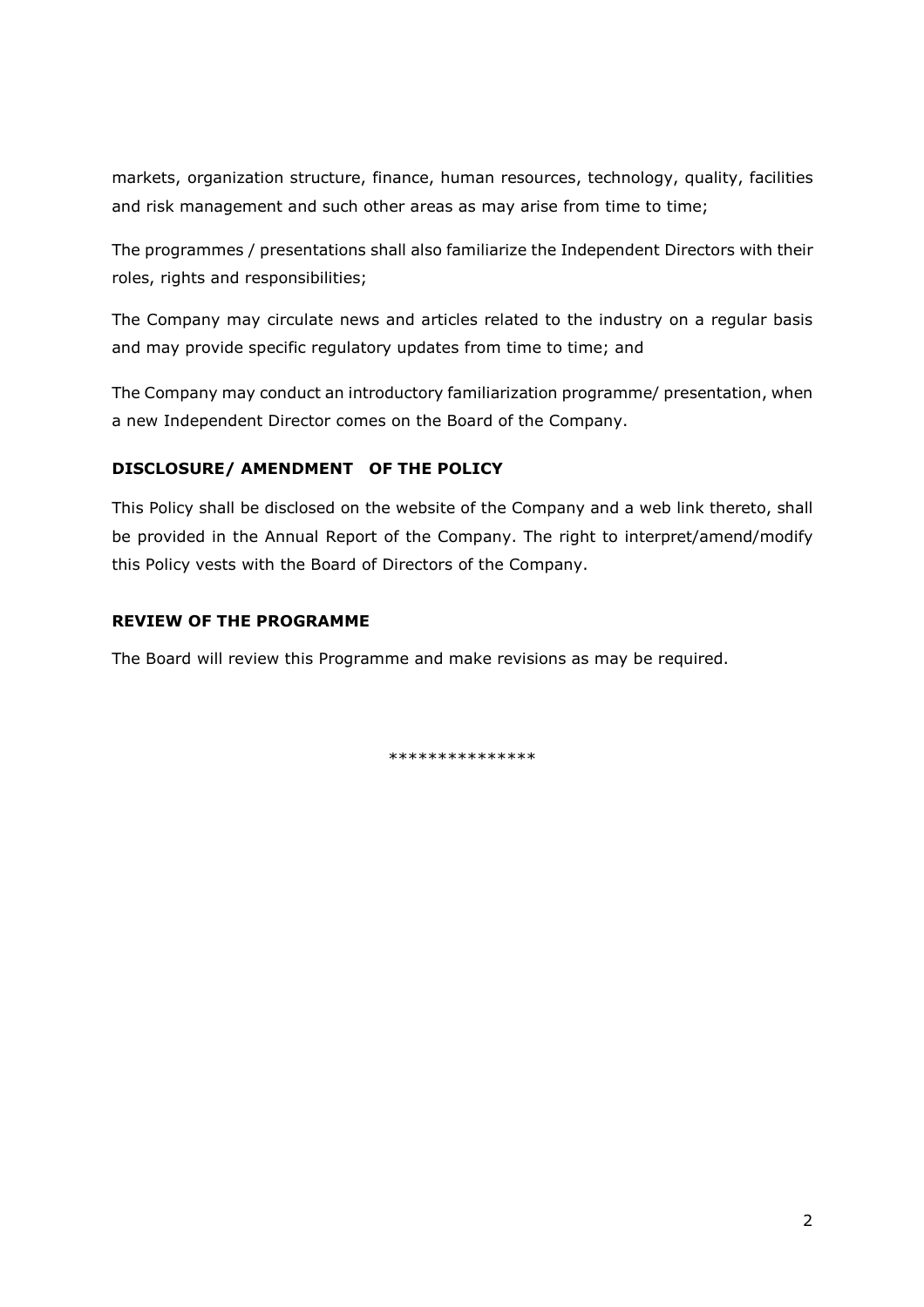markets, organization structure, finance, human resources, technology, quality, facilities and risk management and such other areas as may arise from time to time;

The programmes / presentations shall also familiarize the Independent Directors with their roles, rights and responsibilities;

The Company may circulate news and articles related to the industry on a regular basis and may provide specific regulatory updates from time to time; and

The Company may conduct an introductory familiarization programme/ presentation, when a new Independent Director comes on the Board of the Company.

**DISCLOSURE/ AMENDMENT OF THE POLICY**

This Policy shall be disclosed on the website of the Company and a web link thereto, shall be provided in the Annual Report of the Company. The right to interpret/amend/modify this Policy vests with the Board of Directors of the Company.

**REVIEW OF THE PROGRAMME**

The Board will review this Programme and make revisions as may be required.

***************